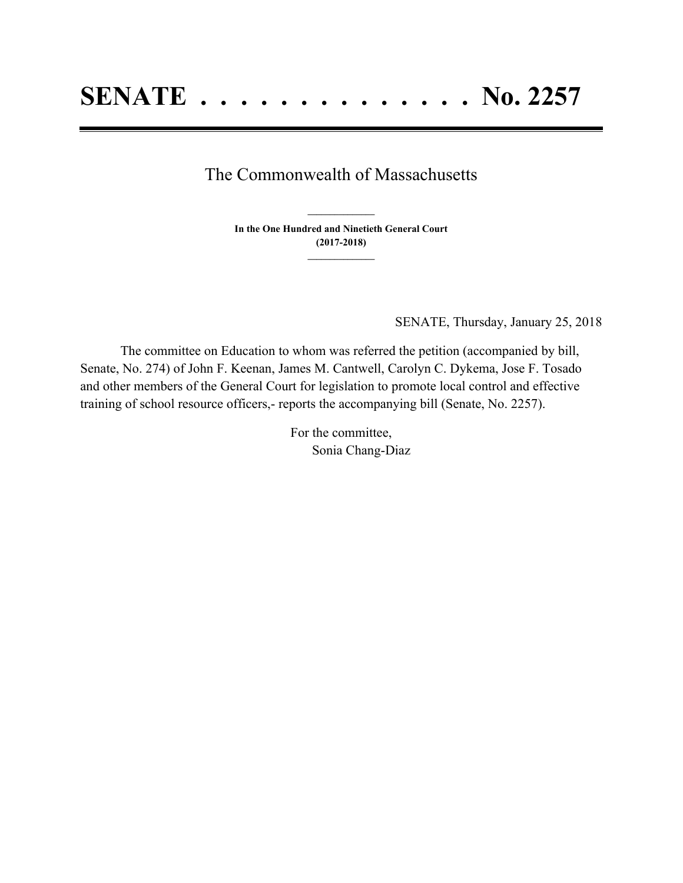# SENATE . . . . . . . . . . . . . . No. 2257

The Commonwealth of Massachusetts

**In the One Hundred and Ninetieth General Court (2017-2018)**

SENATE, Thursday, January 25, 2018

The committee on Education to whom was referred the petition (accompanied by bill, Senate, No. 274) of John F. Keenan, James M. Cantwell, Carolyn C. Dykema, Jose F. Tosado and other members of the General Court for legislation to promote local control and effective training of school resource officers,- reports the accompanying bill (Senate, No. 2257).

For the committee,
Sonia Chang-Diaz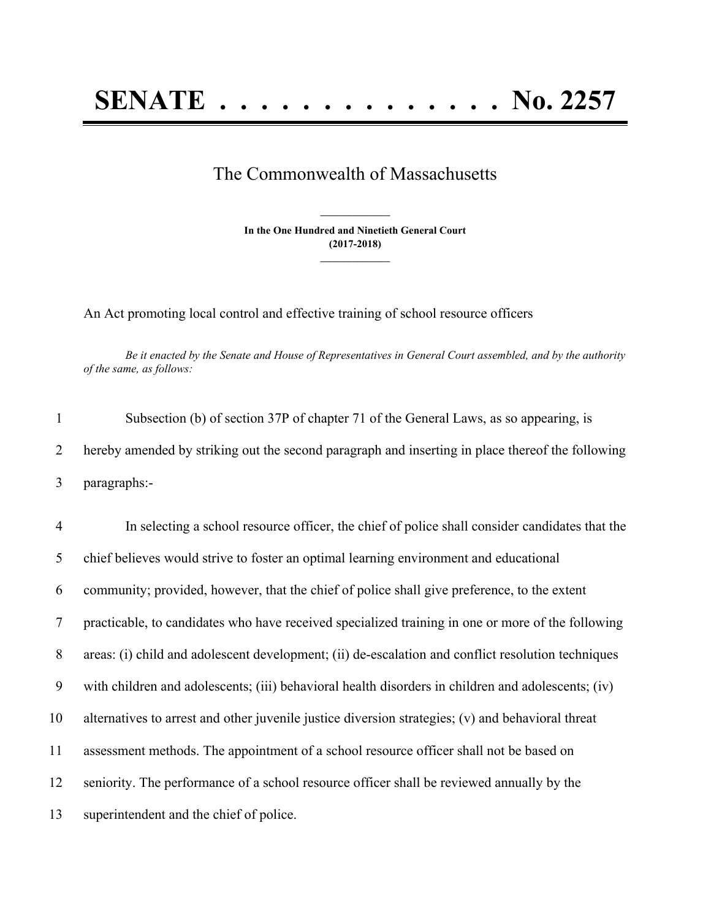# SENATE . . . . . . . . . . . . . . No. 2257

The Commonwealth of Massachusetts

**In the One Hundred and Ninetieth General Court**
**(2017-2018)**

An Act promoting local control and effective training of school resource officers

*Be it enacted by the Senate and House of Representatives in General Court assembled, and by the authority of the same, as follows:*

1 Subsection (b) of section 37P of chapter 71 of the General Laws, as so appearing, is
2 hereby amended by striking out the second paragraph and inserting in place thereof the following
3 paragraphs:-

4 In selecting a school resource officer, the chief of police shall consider candidates that the
5 chief believes would strive to foster an optimal learning environment and educational
6 community; provided, however, that the chief of police shall give preference, to the extent
7 practicable, to candidates who have received specialized training in one or more of the following
8 areas: (i) child and adolescent development; (ii) de-escalation and conflict resolution techniques
9 with children and adolescents; (iii) behavioral health disorders in children and adolescents; (iv)
10 alternatives to arrest and other juvenile justice diversion strategies; (v) and behavioral threat
11 assessment methods. The appointment of a school resource officer shall not be based on
12 seniority. The performance of a school resource officer shall be reviewed annually by the
13 superintendent and the chief of police.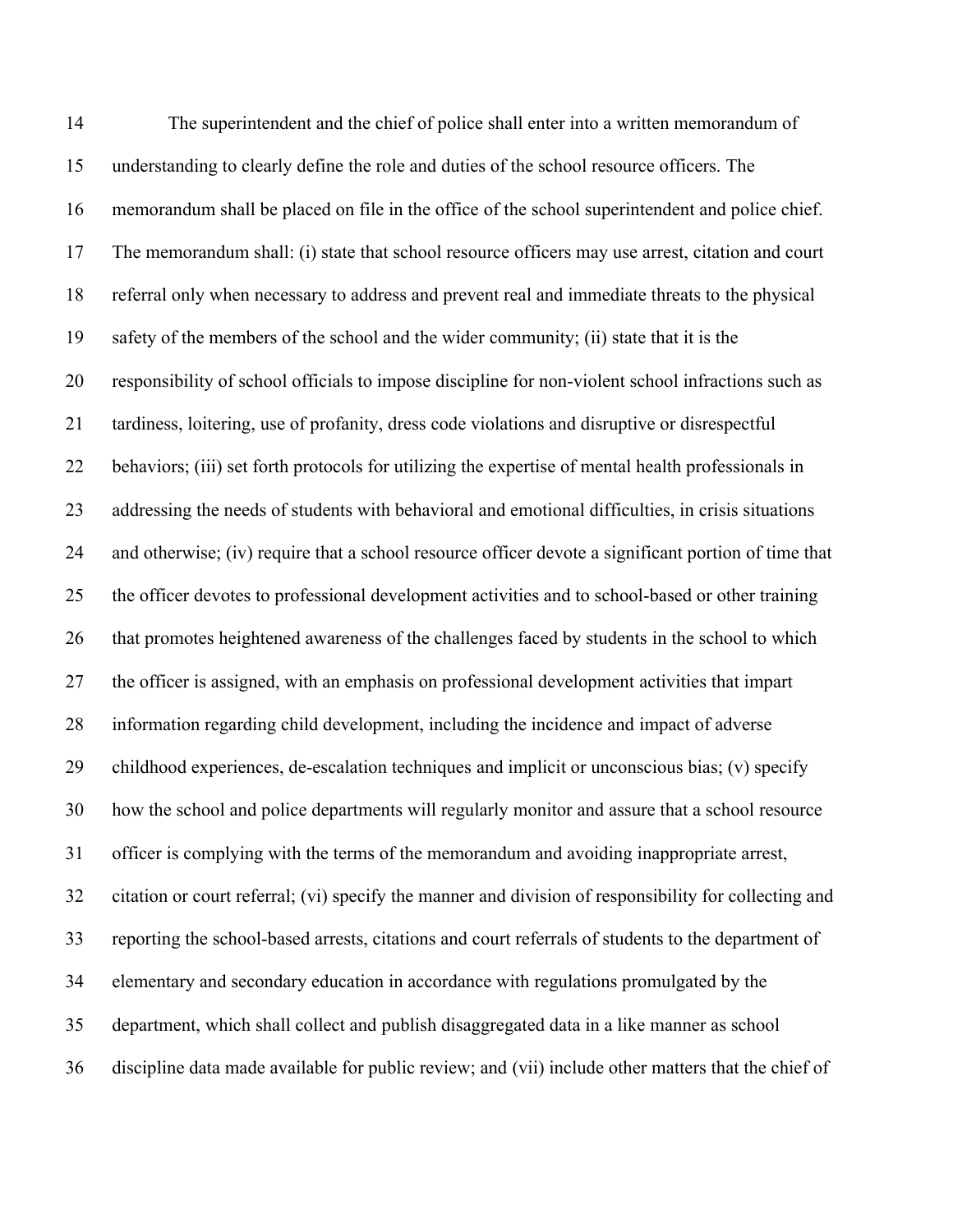The superintendent and the chief of police shall enter into a written memorandum of understanding to clearly define the role and duties of the school resource officers. The memorandum shall be placed on file in the office of the school superintendent and police chief. The memorandum shall: (i) state that school resource officers may use arrest, citation and court referral only when necessary to address and prevent real and immediate threats to the physical safety of the members of the school and the wider community; (ii) state that it is the responsibility of school officials to impose discipline for non-violent school infractions such as tardiness, loitering, use of profanity, dress code violations and disruptive or disrespectful behaviors; (iii) set forth protocols for utilizing the expertise of mental health professionals in addressing the needs of students with behavioral and emotional difficulties, in crisis situations and otherwise; (iv) require that a school resource officer devote a significant portion of time that the officer devotes to professional development activities and to school-based or other training that promotes heightened awareness of the challenges faced by students in the school to which the officer is assigned, with an emphasis on professional development activities that impart information regarding child development, including the incidence and impact of adverse childhood experiences, de-escalation techniques and implicit or unconscious bias; (v) specify how the school and police departments will regularly monitor and assure that a school resource officer is complying with the terms of the memorandum and avoiding inappropriate arrest, citation or court referral; (vi) specify the manner and division of responsibility for collecting and reporting the school-based arrests, citations and court referrals of students to the department of elementary and secondary education in accordance with regulations promulgated by the department, which shall collect and publish disaggregated data in a like manner as school discipline data made available for public review; and (vii) include other matters that the chief of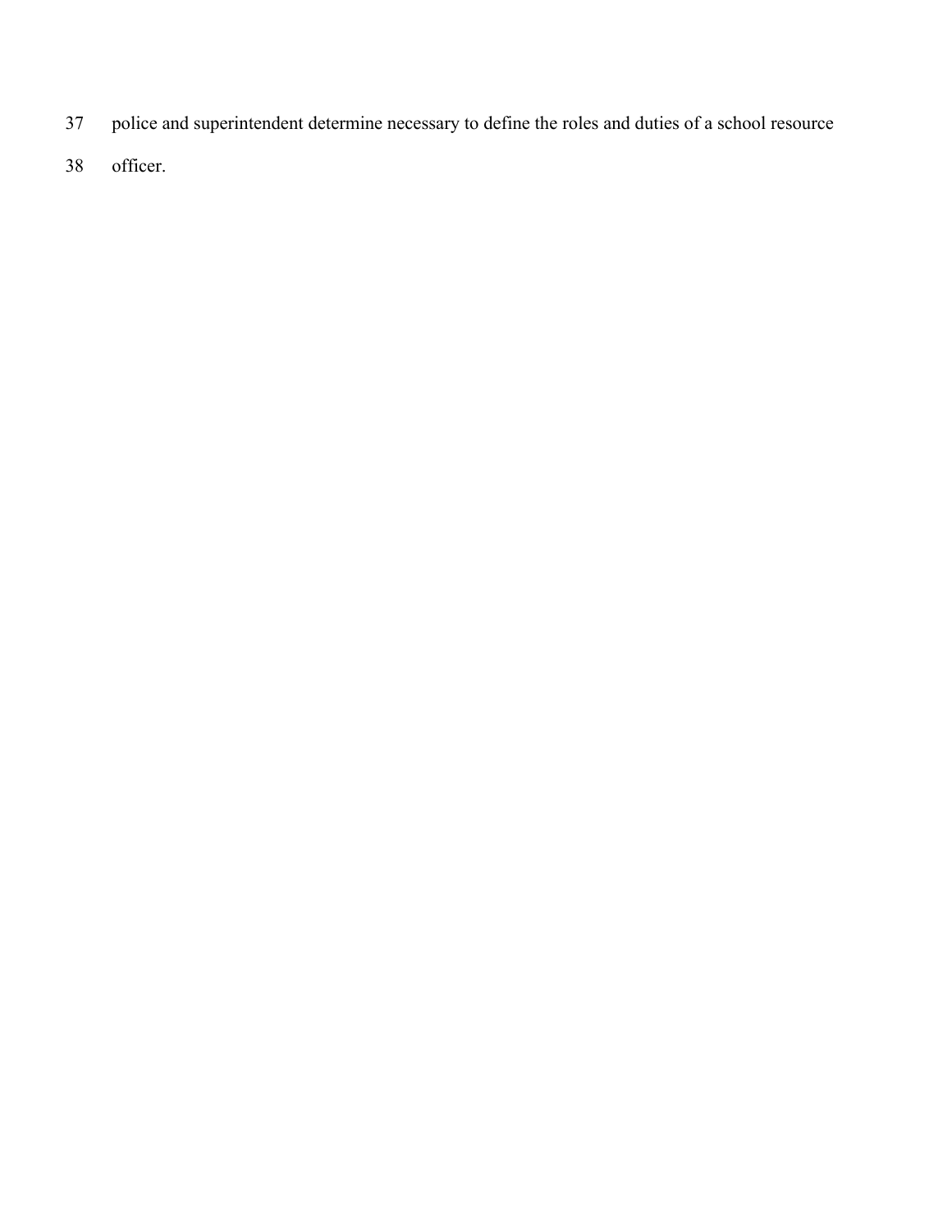37 police and superintendent determine necessary to define the roles and duties of a school resource

38 officer.